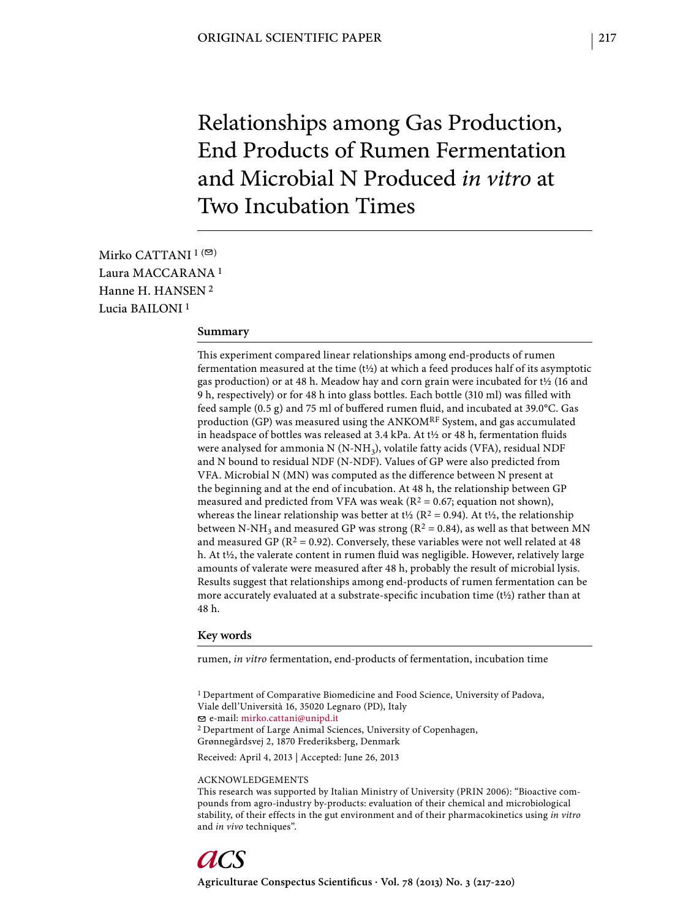ORIGINAL SCIENTIFIC PAPER

# Relationships among Gas Production, End Products of Rumen Fermentation and Microbial N Produced *in vitro* at Two Incubation Times

Mirko CATTANI [1] (✉)
Laura MACCARANA [1]
Hanne H. HANSEN [2]
Lucia BAILONI [1]

## Summary

This experiment compared linear relationships among end-products of rumen fermentation measured at the time (t½) at which a feed produces half of its asymptotic gas production) or at 48 h. Meadow hay and corn grain were incubated for t½ (16 and 9 h, respectively) or for 48 h into glass bottles. Each bottle (310 ml) was filled with feed sample (0.5 g) and 75 ml of buffered rumen fluid, and incubated at 39.0°C. Gas production (GP) was measured using the ANKOM$^{RF}$ System, and gas accumulated in headspace of bottles was released at 3.4 kPa. At t½ or 48 h, fermentation fluids were analysed for ammonia N ($N\text{-}NH_3$), volatile fatty acids (VFA), residual NDF and N bound to residual NDF (N-NDF). Values of GP were also predicted from VFA. Microbial N (MN) was computed as the difference between N present at the beginning and at the end of incubation. At 48 h, the relationship between GP measured and predicted from VFA was weak ($R^2 = 0.67$; equation not shown), whereas the linear relationship was better at t½ ($R^2 = 0.94$). At t½, the relationship between $N\text{-}NH_3$ and measured GP was strong ($R^2 = 0.84$), as well as that between MN and measured GP ($R^2 = 0.92$). Conversely, these variables were not well related at 48 h. At t½, the valerate content in rumen fluid was negligible. However, relatively large amounts of valerate were measured after 48 h, probably the result of microbial lysis. Results suggest that relationships among end-products of rumen fermentation can be more accurately evaluated at a substrate-specific incubation time (t½) rather than at 48 h.

## Key words

rumen, *in vitro* fermentation, end-products of fermentation, incubation time

[1] Department of Comparative Biomedicine and Food Science, University of Padova, Viale dell'Università 16, 35020 Legnaro (PD), Italy
✉ e-mail: mirko.cattani@unipd.it
[2] Department of Large Animal Sciences, University of Copenhagen, Grønnegårdsvej 2, 1870 Frederiksberg, Denmark

Received: April 4, 2013 | Accepted: June 26, 2013

ACKNOWLEDGEMENTS
This research was supported by Italian Ministry of University (PRIN 2006): "Bioactive compounds from agro-industry by-products: evaluation of their chemical and microbiological stability, of their effects in the gut environment and of their pharmacokinetics using *in vitro* and *in vivo* techniques".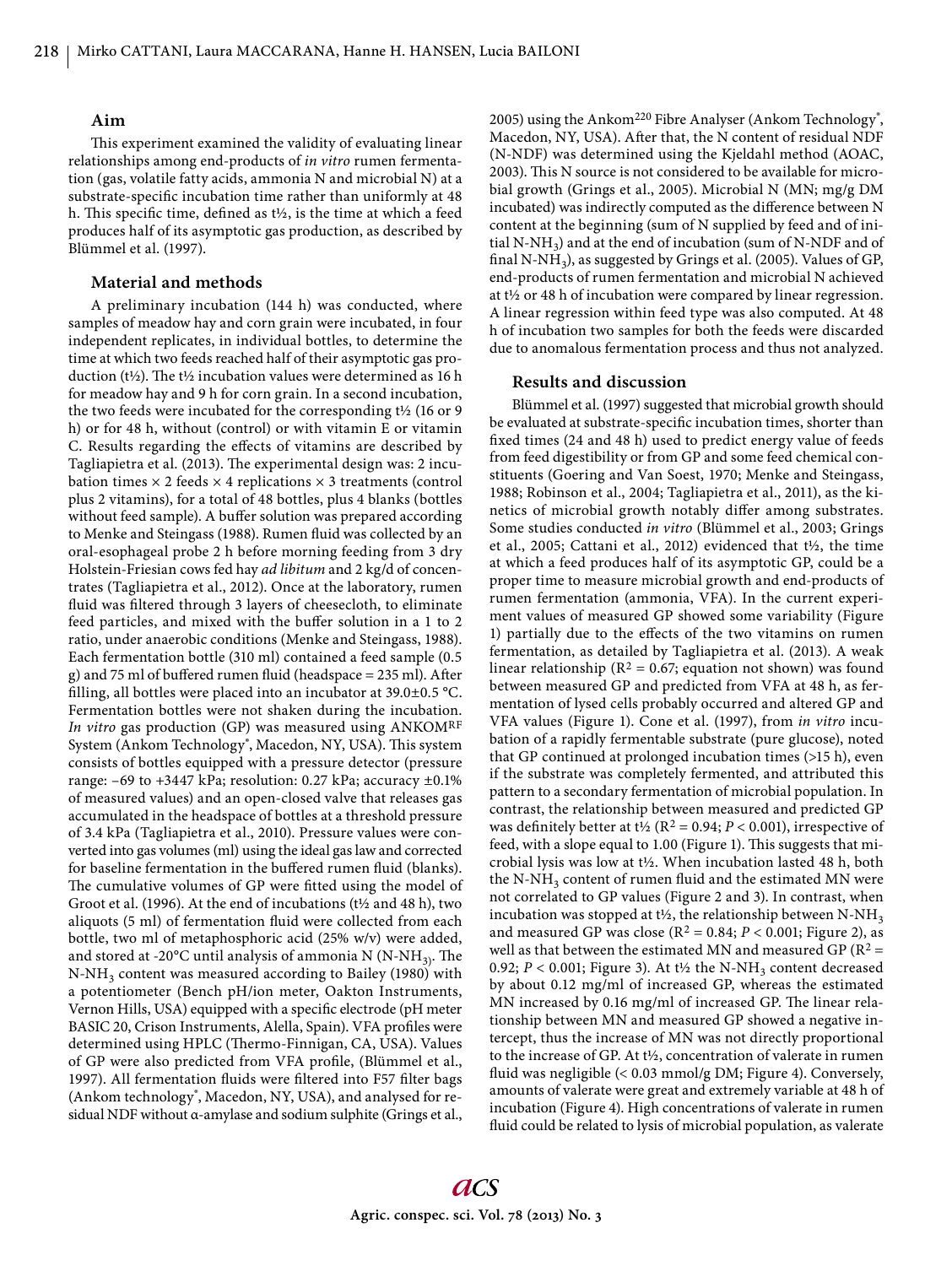### Aim

This experiment examined the validity of evaluating linear relationships among end-products of *in vitro* rumen fermentation (gas, volatile fatty acids, ammonia N and microbial N) at a substrate-specific incubation time rather than uniformly at 48 h. This specific time, defined as t½, is the time at which a feed produces half of its asymptotic gas production, as described by Blümmel et al. (1997).

### Material and methods

A preliminary incubation (144 h) was conducted, where samples of meadow hay and corn grain were incubated, in four independent replicates, in individual bottles, to determine the time at which two feeds reached half of their asymptotic gas production (t½). The t½ incubation values were determined as 16 h for meadow hay and 9 h for corn grain. In a second incubation, the two feeds were incubated for the corresponding t½ (16 or 9 h) or for 48 h, without (control) or with vitamin E or vitamin C. Results regarding the effects of vitamins are described by Tagliapietra et al. (2013). The experimental design was: 2 incubation times × 2 feeds × 4 replications × 3 treatments (control plus 2 vitamins), for a total of 48 bottles, plus 4 blanks (bottles without feed sample). A buffer solution was prepared according to Menke and Steingass (1988). Rumen fluid was collected by an oral-esophageal probe 2 h before morning feeding from 3 dry Holstein-Friesian cows fed hay *ad libitum* and 2 kg/d of concentrates (Tagliapietra et al., 2012). Once at the laboratory, rumen fluid was filtered through 3 layers of cheesecloth, to eliminate feed particles, and mixed with the buffer solution in a 1 to 2 ratio, under anaerobic conditions (Menke and Steingass, 1988). Each fermentation bottle (310 ml) contained a feed sample (0.5 g) and 75 ml of buffered rumen fluid (headspace = 235 ml). After filling, all bottles were placed into an incubator at 39.0±0.5 °C. Fermentation bottles were not shaken during the incubation. *In vitro* gas production (GP) was measured using ANKOM[RF] System (Ankom Technology®, Macedon, NY, USA). This system consists of bottles equipped with a pressure detector (pressure range: −69 to +3447 kPa; resolution: 0.27 kPa; accuracy ±0.1% of measured values) and an open-closed valve that releases gas accumulated in the headspace of bottles at a threshold pressure of 3.4 kPa (Tagliapietra et al., 2010). Pressure values were converted into gas volumes (ml) using the ideal gas law and corrected for baseline fermentation in the buffered rumen fluid (blanks). The cumulative volumes of GP were fitted using the model of Groot et al. (1996). At the end of incubations (t½ and 48 h), two aliquots (5 ml) of fermentation fluid were collected from each bottle, two ml of metaphosphoric acid (25% w/v) were added, and stored at -20°C until analysis of ammonia N ($N\text{-}NH_3$). The $N\text{-}NH_3$ content was measured according to Bailey (1980) with a potentiometer (Bench pH/ion meter, Oakton Instruments, Vernon Hills, USA) equipped with a specific electrode (pH meter BASIC 20, Crison Instruments, Alella, Spain). VFA profiles were determined using HPLC (Thermo-Finnigan, CA, USA). Values of GP were also predicted from VFA profile, (Blümmel et al., 1997). All fermentation fluids were filtered into F57 filter bags (Ankom technology®, Macedon, NY, USA), and analysed for residual NDF without α-amylase and sodium sulphite (Grings et al., 2005) using the Ankom[220] Fibre Analyser (Ankom Technology®, Macedon, NY, USA). After that, the N content of residual NDF (N-NDF) was determined using the Kjeldahl method (AOAC, 2003). This N source is not considered to be available for microbial growth (Grings et al., 2005). Microbial N (MN; mg/g DM incubated) was indirectly computed as the difference between N content at the beginning (sum of N supplied by feed and of initial $N\text{-}NH_3$) and at the end of incubation (sum of N-NDF and of final $N\text{-}NH_3$), as suggested by Grings et al. (2005). Values of GP, end-products of rumen fermentation and microbial N achieved at t½ or 48 h of incubation were compared by linear regression. A linear regression within feed type was also computed. At 48 h of incubation two samples for both the feeds were discarded due to anomalous fermentation process and thus not analyzed.

### Results and discussion

Blümmel et al. (1997) suggested that microbial growth should be evaluated at substrate-specific incubation times, shorter than fixed times (24 and 48 h) used to predict energy value of feeds from feed digestibility or from GP and some feed chemical constituents (Goering and Van Soest, 1970; Menke and Steingass, 1988; Robinson et al., 2004; Tagliapietra et al., 2011), as the kinetics of microbial growth notably differ among substrates. Some studies conducted *in vitro* (Blümmel et al., 2003; Grings et al., 2005; Cattani et al., 2012) evidenced that t½, the time at which a feed produces half of its asymptotic GP, could be a proper time to measure microbial growth and end-products of rumen fermentation (ammonia, VFA). In the current experiment values of measured GP showed some variability (Figure 1) partially due to the effects of the two vitamins on rumen fermentation, as detailed by Tagliapietra et al. (2013). A weak linear relationship ($R^2 = 0.67$; equation not shown) was found between measured GP and predicted from VFA at 48 h, as fermentation of lysed cells probably occurred and altered GP and VFA values (Figure 1). Cone et al. (1997), from *in vitro* incubation of a rapidly fermentable substrate (pure glucose), noted that GP continued at prolonged incubation times (>15 h), even if the substrate was completely fermented, and attributed this pattern to a secondary fermentation of microbial population. In contrast, the relationship between measured and predicted GP was definitely better at t½ ($R^2 = 0.94$; $P < 0.001$), irrespective of feed, with a slope equal to 1.00 (Figure 1). This suggests that microbial lysis was low at t½. When incubation lasted 48 h, both the $N\text{-}NH_3$ content of rumen fluid and the estimated MN were not correlated to GP values (Figure 2 and 3). In contrast, when incubation was stopped at t½, the relationship between $N\text{-}NH_3$ and measured GP was close ($R^2 = 0.84$; $P < 0.001$; Figure 2), as well as that between the estimated MN and measured GP ($R^2 = 0.92$; $P < 0.001$; Figure 3). At t½ the $N\text{-}NH_3$ content decreased by about 0.12 mg/ml of increased GP, whereas the estimated MN increased by 0.16 mg/ml of increased GP. The linear relationship between MN and measured GP showed a negative intercept, thus the increase of MN was not directly proportional to the increase of GP. At t½, concentration of valerate in rumen fluid was negligible (< 0.03 mmol/g DM; Figure 4). Conversely, amounts of valerate were great and extremely variable at 48 h of incubation (Figure 4). High concentrations of valerate in rumen fluid could be related to lysis of microbial population, as valerate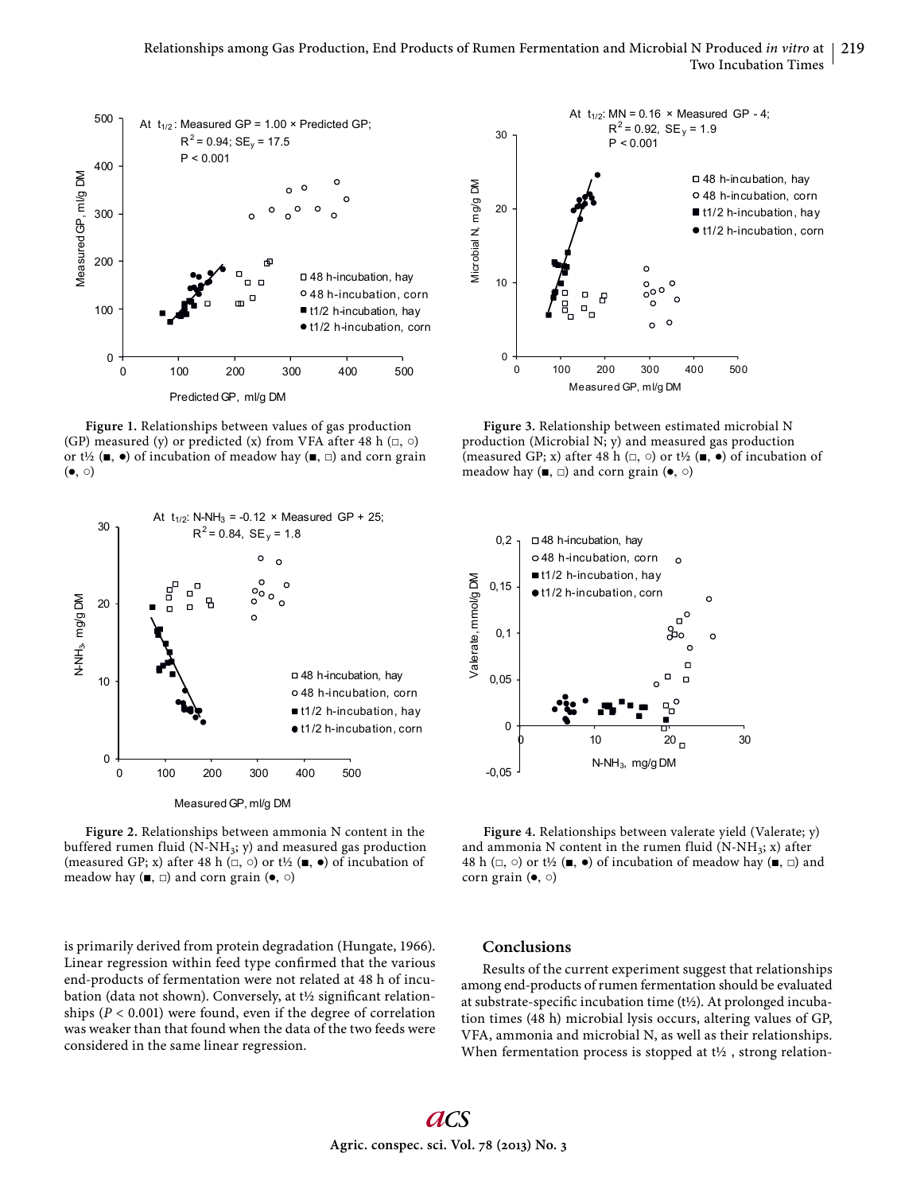Figure 1. Relationships between values of gas production (GP) measured (y) or predicted (x) from VFA after 48 h (□, ○) or t½ (■, ●) of incubation of meadow hay (■, □) and corn grain (●, ○)

Figure 3. Relationship between estimated microbial N production (Microbial N; y) and measured gas production (measured GP; x) after 48 h (□, ○) or t½ (■, ●) of incubation of meadow hay (■, □) and corn grain (●, ○)

Figure 2. Relationships between ammonia N content in the buffered rumen fluid ($N\text{-}NH_3$; y) and measured gas production (measured GP; x) after 48 h (□, ○) or t½ (■, ●) of incubation of meadow hay (■, □) and corn grain (●, ○)

Figure 4. Relationships between valerate yield (Valerate; y) and ammonia N content in the rumen fluid ($N\text{-}NH_3$; x) after 48 h (□, ○) or t½ (■, ●) of incubation of meadow hay (■, □) and corn grain (●, ○)

is primarily derived from protein degradation (Hungate, 1966). Linear regression within feed type confirmed that the various end-products of fermentation were not related at 48 h of incubation (data not shown). Conversely, at t½ significant relationships ($P < 0.001$) were found, even if the degree of correlation was weaker than that found when the data of the two feeds were considered in the same linear regression.

## Conclusions

Results of the current experiment suggest that relationships among end-products of rumen fermentation should be evaluated at substrate-specific incubation time (t½). At prolonged incubation times (48 h) microbial lysis occurs, altering values of GP, VFA, ammonia and microbial N, as well as their relationships. When fermentation process is stopped at t½ , strong relation-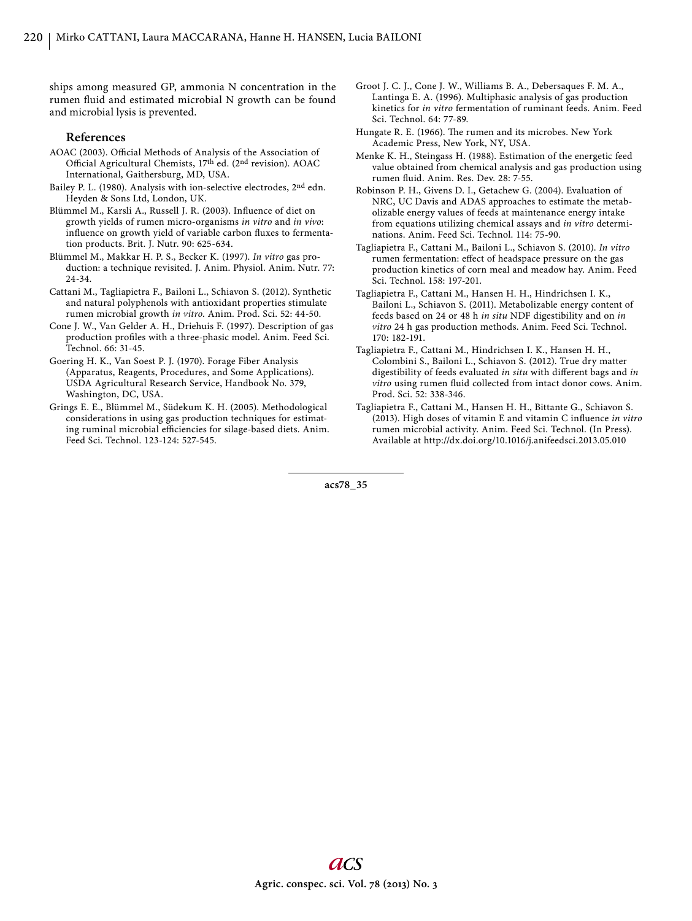ships among measured GP, ammonia N concentration in the rumen fluid and estimated microbial N growth can be found and microbial lysis is prevented.

## References

AOAC (2003). Official Methods of Analysis of the Association of Official Agricultural Chemists, 17th ed. (2nd revision). AOAC International, Gaithersburg, MD, USA.

Bailey P. L. (1980). Analysis with ion-selective electrodes, 2nd edn. Heyden & Sons Ltd, London, UK.

Blümmel M., Karsli A., Russell J. R. (2003). Influence of diet on growth yields of rumen micro-organisms *in vitro* and *in vivo*: influence on growth yield of variable carbon fluxes to fermentation products. Brit. J. Nutr. 90: 625-634.

Blümmel M., Makkar H. P. S., Becker K. (1997). *In vitro* gas production: a technique revisited. J. Anim. Physiol. Anim. Nutr. 77: 24-34.

Cattani M., Tagliapietra F., Bailoni L., Schiavon S. (2012). Synthetic and natural polyphenols with antioxidant properties stimulate rumen microbial growth *in vitro*. Anim. Prod. Sci. 52: 44-50.

Cone J. W., Van Gelder A. H., Driehuis F. (1997). Description of gas production profiles with a three-phasic model. Anim. Feed Sci. Technol. 66: 31-45.

Goering H. K., Van Soest P. J. (1970). Forage Fiber Analysis (Apparatus, Reagents, Procedures, and Some Applications). USDA Agricultural Research Service, Handbook No. 379, Washington, DC, USA.

Grings E. E., Blümmel M., Südekum K. H. (2005). Methodological considerations in using gas production techniques for estimating ruminal microbial efficiencies for silage-based diets. Anim. Feed Sci. Technol. 123-124: 527-545.

Groot J. C. J., Cone J. W., Williams B. A., Debersaques F. M. A., Lantinga E. A. (1996). Multiphasic analysis of gas production kinetics for *in vitro* fermentation of ruminant feeds. Anim. Feed Sci. Technol. 64: 77-89.

Hungate R. E. (1966). The rumen and its microbes. New York Academic Press, New York, NY, USA.

Menke K. H., Steingass H. (1988). Estimation of the energetic feed value obtained from chemical analysis and gas production using rumen fluid. Anim. Res. Dev. 28: 7-55.

Robinson P. H., Givens D. I., Getachew G. (2004). Evaluation of NRC, UC Davis and ADAS approaches to estimate the metabolizable energy values of feeds at maintenance energy intake from equations utilizing chemical assays and *in vitro* determinations. Anim. Feed Sci. Technol. 114: 75-90.

Tagliapietra F., Cattani M., Bailoni L., Schiavon S. (2010). *In vitro* rumen fermentation: effect of headspace pressure on the gas production kinetics of corn meal and meadow hay. Anim. Feed Sci. Technol. 158: 197-201.

Tagliapietra F., Cattani M., Hansen H. H., Hindrichsen I. K., Bailoni L., Schiavon S. (2011). Metabolizable energy content of feeds based on 24 or 48 h *in situ* NDF digestibility and on *in vitro* 24 h gas production methods. Anim. Feed Sci. Technol. 170: 182-191.

Tagliapietra F., Cattani M., Hindrichsen I. K., Hansen H. H., Colombini S., Bailoni L., Schiavon S. (2012). True dry matter digestibility of feeds evaluated *in situ* with different bags and *in vitro* using rumen fluid collected from intact donor cows. Anim. Prod. Sci. 52: 338-346.

Tagliapietra F., Cattani M., Hansen H. H., Bittante G., Schiavon S. (2013). High doses of vitamin E and vitamin C influence *in vitro* rumen microbial activity. Anim. Feed Sci. Technol. (In Press). Available at http://dx.doi.org/10.1016/j.anifeedsci.2013.05.010

**acs78_35**